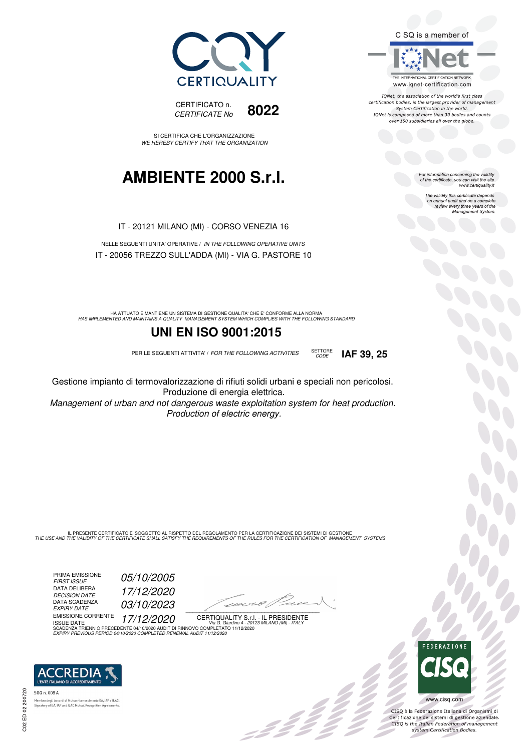CERTIQUALITY

CERTIFICATO n.
*CERTIFICATE No* **8022**

SI CERTIFICA CHE L'ORGANIZZAZIONE
*WE HEREBY CERTIFY THAT THE ORGANIZATION*

# AMBIENTE 2000 S.r.l.

IT - 20121 MILANO (MI) - CORSO VENEZIA 16

NELLE SEGUENTI UNITA' OPERATIVE / *IN THE FOLLOWING OPERATIVE UNITS*
IT - 20056 TREZZO SULL'ADDA (MI) - VIA G. PASTORE 10

HA ATTUATO E MANTIENE UN SISTEMA DI GESTIONE QUALITA' CHE E' CONFORME ALLA NORMA
*HAS IMPLEMENTED AND MAINTAINS A QUALITY MANAGEMENT SYSTEM WHICH COMPLIES WITH THE FOLLOWING STANDARD*

## UNI EN ISO 9001:2015

PER LE SEGUENTI ATTIVITA' / *FOR THE FOLLOWING ACTIVITIES* SETTORE *CODE* **IAF 39, 25**

Gestione impianto di termovalorizzazione di rifiuti solidi urbani e speciali non pericolosi.
Produzione di energia elettrica.
*Management of urban and not dangerous waste exploitation system for heat production.*
*Production of electric energy.*

IL PRESENTE CERTIFICATO E' SOGGETTO AL RISPETTO DEL REGOLAMENTO PER LA CERTIFICAZIONE DEI SISTEMI DI GESTIONE
*THE USE AND THE VALIDITY OF THE CERTIFICATE SHALL SATISFY THE REQUIREMENTS OF THE RULES FOR THE CERTIFICATION OF MANAGEMENT SYSTEMS*

PRIMA EMISSIONE / *FIRST ISSUE*: *05/10/2005*
DATA DELIBERA / *DECISION DATE*: *17/12/2020*
DATA SCADENZA / *EXPIRY DATE*: *03/10/2023*
EMISSIONE CORRENTE / ISSUE DATE: *17/12/2020*

CERTIQUALITY S.r.l. - IL PRESIDENTE
*Via G. Giardino 4 - 20123 MILANO (MI) - ITALY*

SCADENZA TRIENNIO PRECEDENTE 04/10/2020 AUDIT DI RINNOVO COMPLETATO 11/12/2020
*EXPIRY PREVIOUS PERIOD 04/10/2020 COMPLETED RENEWAL AUDIT 11/12/2020*

CISQ is a member of IQNet
www.iqnet-certification.com

*IQNet, the association of the world's first class certification bodies, is the largest provider of management System Certification in the world. IQNet is composed of more than 30 bodies and counts over 150 subsidiaries all over the globe.*

*For information concerning the validity of the certificate, you can visit the site www.certiquality.it*

*The validity this certificate depends on annual audit and on a complete review every three years of the Management System.*

ACCREDIA - L'ENTE ITALIANO DI ACCREDITAMENTO
SGQ n. 008 A
Membro degli Accordi di Mutuo riconoscimento EA, IAF e ILAC.
Signatory of EA, IAF and ILAC Mutual Recognition Agreements.

FEDERAZIONE CISQ
www.cisq.com
CISQ è la Federazione Italiana di Organismi di Certificazione dei sistemi di gestione aziendale.
*CISQ is the Italian Federation of management system Certification Bodies.*

C02 ED 02 200720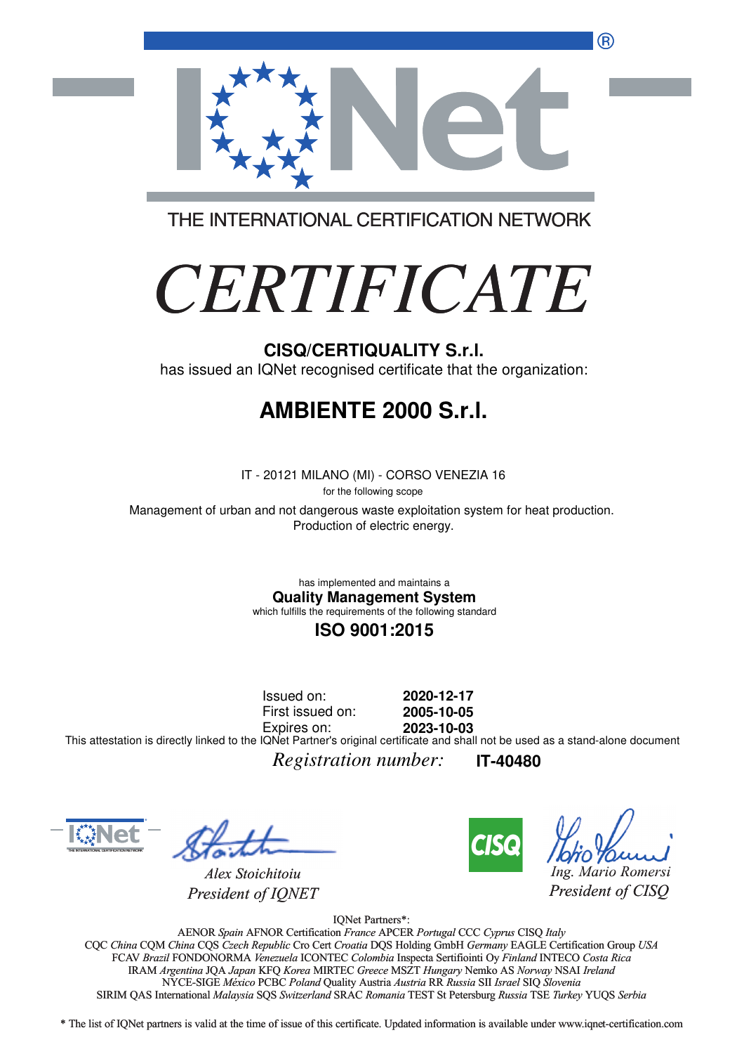THE INTERNATIONAL CERTIFICATION NETWORK

# *CERTIFICATE*

**CISQ/CERTIQUALITY S.r.l.**

has issued an IQNet recognised certificate that the organization:

## AMBIENTE 2000 S.r.l.

IT - 20121 MILANO (MI) - CORSO VENEZIA 16

for the following scope

Management of urban and not dangerous waste exploitation system for heat production.
Production of electric energy.

has implemented and maintains a

**Quality Management System**

which fulfills the requirements of the following standard

**ISO 9001:2015**

Issued on: **2020-12-17**
First issued on: **2005-10-05**
Expires on: **2023-10-03**

This attestation is directly linked to the IQNet Partner's original certificate and shall not be used as a stand-alone document

*Registration number:* **IT-40480**

*Alex Stoichitoiu*
*President of IQNET*

*Ing. Mario Romersi*
*President of CISQ*

IQNet Partners*:

AENOR *Spain* AFNOR Certification *France* APCER *Portugal* CCC *Cyprus* CISQ *Italy*
CQC *China* CQM *China* CQS *Czech Republic* Cro Cert *Croatia* DQS Holding GmbH *Germany* EAGLE Certification Group *USA*
FCAV *Brazil* FONDONORMA *Venezuela* ICONTEC *Colombia* Inspecta Sertifiointi Oy *Finland* INTECO *Costa Rica*
IRAM *Argentina* JQA *Japan* KFQ *Korea* MIRTEC *Greece* MSZT *Hungary* Nemko AS *Norway* NSAI *Ireland*
NYCE-SIGE *México* PCBC *Poland* Quality Austria *Austria* RR *Russia* SII *Israel* SIQ *Slovenia*
SIRIM QAS International *Malaysia* SQS *Switzerland* SRAC *Romania* TEST St Petersburg *Russia* TSE *Turkey* YUQS *Serbia*

* The list of IQNet partners is valid at the time of issue of this certificate. Updated information is available under www.iqnet-certification.com